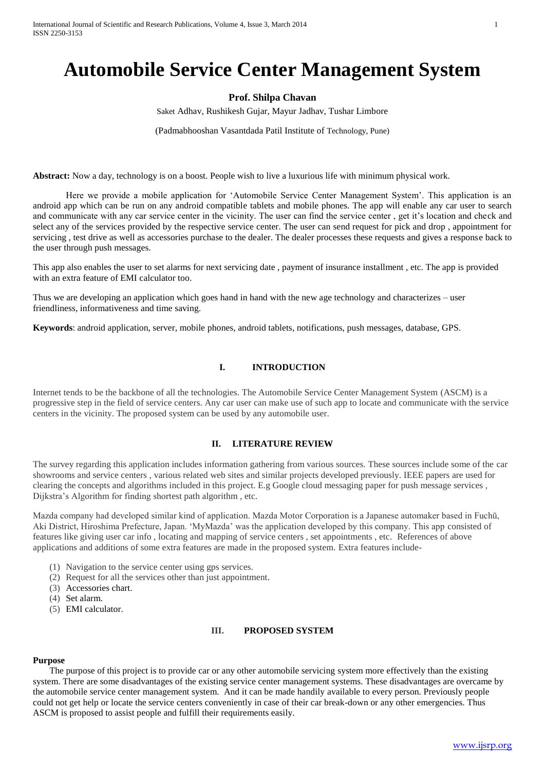# Automobile Service Center Management System

**Prof. Shilpa Chavan**

Saket Adhav, Rushikesh Gujar, Mayur Jadhav, Tushar Limbore

(Padmabhooshan Vasantdada Patil Institute of Technology, Pune)

**Abstract:** Now a day, technology is on a boost. People wish to live a luxurious life with minimum physical work.

Here we provide a mobile application for 'Automobile Service Center Management System'. This application is an android app which can be run on any android compatible tablets and mobile phones. The app will enable any car user to search and communicate with any car service center in the vicinity. The user can find the service center , get it's location and check and select any of the services provided by the respective service center. The user can send request for pick and drop , appointment for servicing , test drive as well as accessories purchase to the dealer. The dealer processes these requests and gives a response back to the user through push messages.

This app also enables the user to set alarms for next servicing date , payment of insurance installment , etc. The app is provided with an extra feature of EMI calculator too.

Thus we are developing an application which goes hand in hand with the new age technology and characterizes – user friendliness, informativeness and time saving.

**Keywords**: android application, server, mobile phones, android tablets, notifications, push messages, database, GPS.

## I. INTRODUCTION

Internet tends to be the backbone of all the technologies. The Automobile Service Center Management System (ASCM) is a progressive step in the field of service centers. Any car user can make use of such app to locate and communicate with the service centers in the vicinity. The proposed system can be used by any automobile user.

## II. LITERATURE REVIEW

The survey regarding this application includes information gathering from various sources. These sources include some of the car showrooms and service centers , various related web sites and similar projects developed previously. IEEE papers are used for clearing the concepts and algorithms included in this project. E.g Google cloud messaging paper for push message services , Dijkstra's Algorithm for finding shortest path algorithm , etc.

Mazda company had developed similar kind of application. Mazda Motor Corporation is a Japanese automaker based in Fuchū, Aki District, Hiroshima Prefecture, Japan. 'MyMazda' was the application developed by this company. This app consisted of features like giving user car info , locating and mapping of service centers , set appointments , etc. References of above applications and additions of some extra features are made in the proposed system. Extra features include-

(1) Navigation to the service center using gps services.
(2) Request for all the services other than just appointment.
(3) Accessories chart.
(4) Set alarm.
(5) EMI calculator.

## III. PROPOSED SYSTEM

**Purpose**

The purpose of this project is to provide car or any other automobile servicing system more effectively than the existing system. There are some disadvantages of the existing service center management systems. These disadvantages are overcame by the automobile service center management system. And it can be made handily available to every person. Previously people could not get help or locate the service centers conveniently in case of their car break-down or any other emergencies. Thus ASCM is proposed to assist people and fulfill their requirements easily.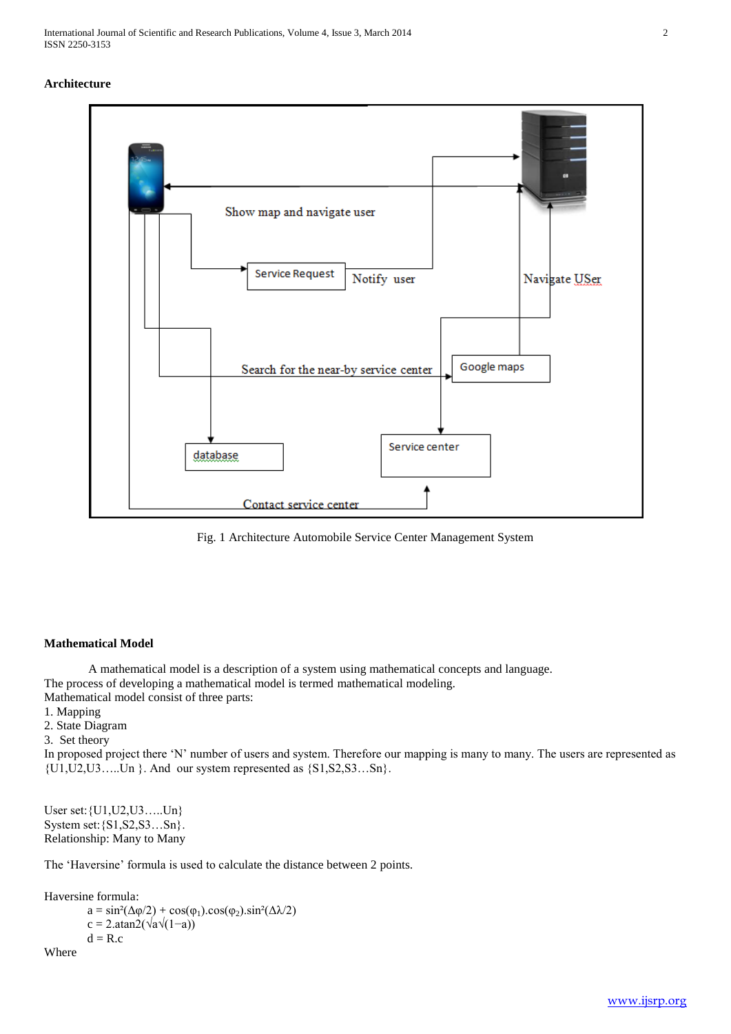## Architecture

Fig. 1 Architecture Automobile Service Center Management System

## Mathematical Model

A mathematical model is a description of a system using mathematical concepts and language. The process of developing a mathematical model is termed mathematical modeling.

Mathematical model consist of three parts:

1. Mapping
2. State Diagram
3. Set theory

In proposed project there 'N' number of users and system. Therefore our mapping is many to many. The users are represented as {U1,U2,U3…..Un }. And our system represented as {S1,S2,S3…Sn}.

User set: {U1,U2,U3…..Un}
System set: {S1,S2,S3…Sn}.
Relationship: Many to Many

The 'Haversine' formula is used to calculate the distance between 2 points.

Haversine formula:

$$a = \sin^2(\Delta\varphi/2) + \cos(\varphi_1).\cos(\varphi_2).\sin^2(\Delta\lambda/2)$$

$$c = 2.\mathrm{atan2}(\sqrt{a}\sqrt{(1-a)})$$

$$d = R.c$$

Where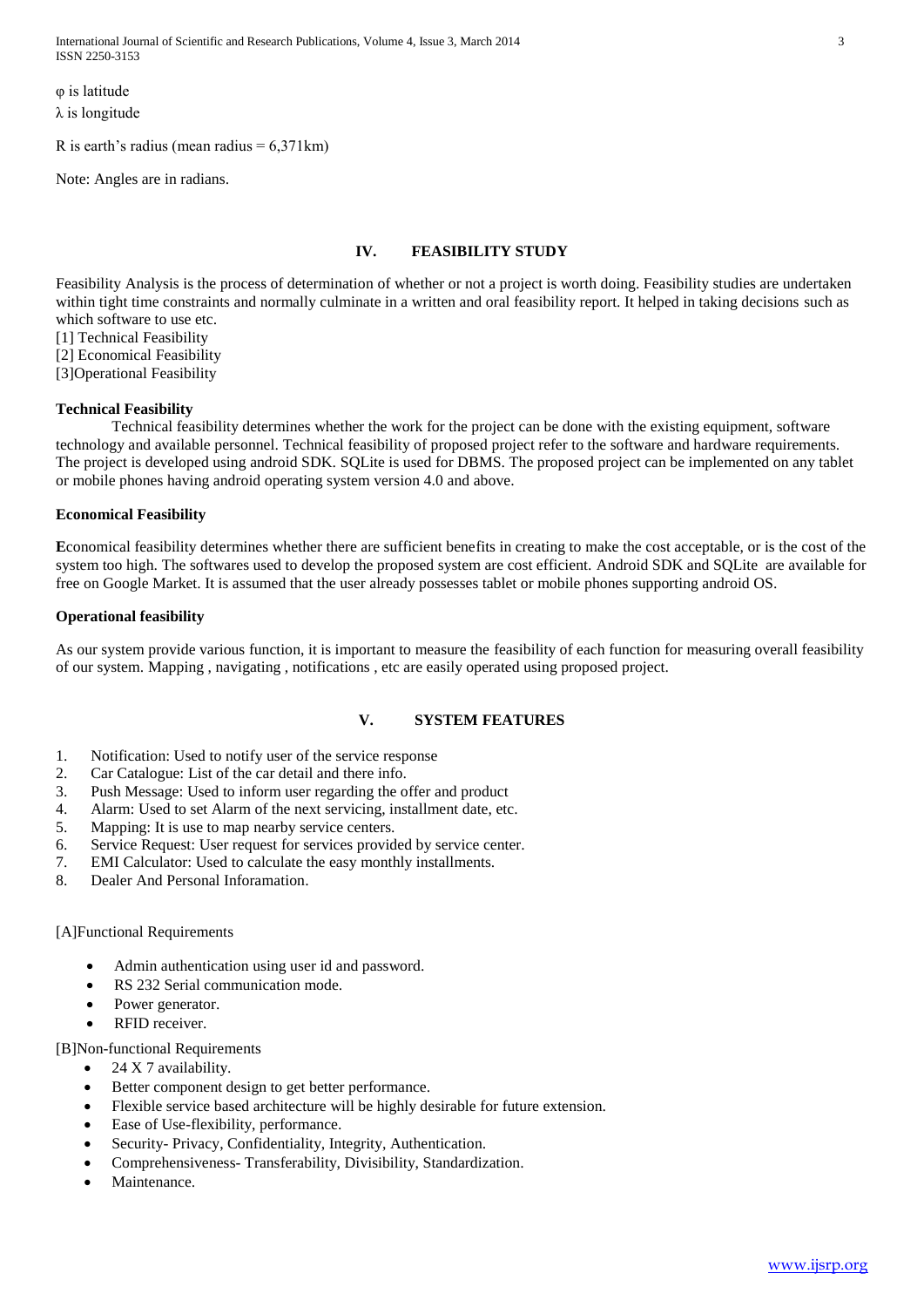φ is latitude

λ is longitude

R is earth's radius (mean radius = 6,371km)

Note: Angles are in radians.

## IV. FEASIBILITY STUDY

Feasibility Analysis is the process of determination of whether or not a project is worth doing. Feasibility studies are undertaken within tight time constraints and normally culminate in a written and oral feasibility report. It helped in taking decisions such as which software to use etc.

[1] Technical Feasibility
[2] Economical Feasibility
[3]Operational Feasibility

**Technical Feasibility**

Technical feasibility determines whether the work for the project can be done with the existing equipment, software technology and available personnel. Technical feasibility of proposed project refer to the software and hardware requirements. The project is developed using android SDK. SQLite is used for DBMS. The proposed project can be implemented on any tablet or mobile phones having android operating system version 4.0 and above.

**Economical Feasibility**

**E**conomical feasibility determines whether there are sufficient benefits in creating to make the cost acceptable, or is the cost of the system too high. The softwares used to develop the proposed system are cost efficient. Android SDK and SQLite are available for free on Google Market. It is assumed that the user already possesses tablet or mobile phones supporting android OS.

**Operational feasibility**

As our system provide various function, it is important to measure the feasibility of each function for measuring overall feasibility of our system. Mapping , navigating , notifications , etc are easily operated using proposed project.

## V. SYSTEM FEATURES

1. Notification: Used to notify user of the service response
2. Car Catalogue: List of the car detail and there info.
3. Push Message: Used to inform user regarding the offer and product
4. Alarm: Used to set Alarm of the next servicing, installment date, etc.
5. Mapping: It is use to map nearby service centers.
6. Service Request: User request for services provided by service center.
7. EMI Calculator: Used to calculate the easy monthly installments.
8. Dealer And Personal Inforamation.

[A]Functional Requirements

- Admin authentication using user id and password.
- RS 232 Serial communication mode.
- Power generator.
- RFID receiver.

[B]Non-functional Requirements

- 24 X 7 availability.
- Better component design to get better performance.
- Flexible service based architecture will be highly desirable for future extension.
- Ease of Use-flexibility, performance.
- Security- Privacy, Confidentiality, Integrity, Authentication.
- Comprehensiveness- Transferability, Divisibility, Standardization.
- Maintenance.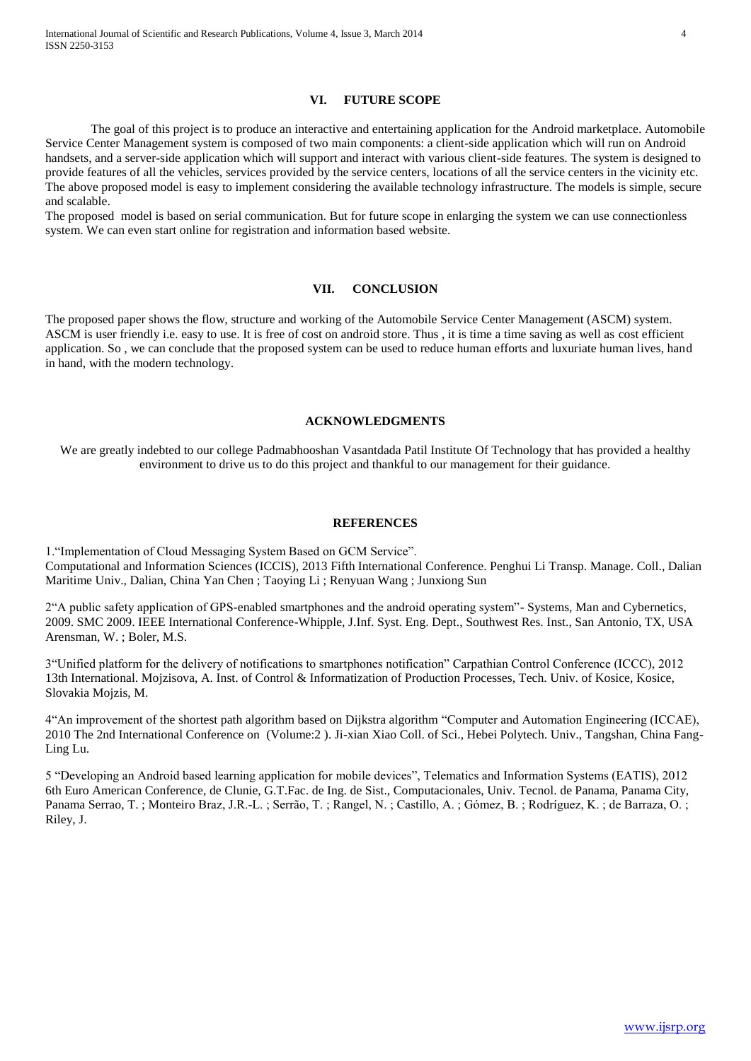## VI. FUTURE SCOPE

The goal of this project is to produce an interactive and entertaining application for the Android marketplace. Automobile Service Center Management system is composed of two main components: a client-side application which will run on Android handsets, and a server-side application which will support and interact with various client-side features. The system is designed to provide features of all the vehicles, services provided by the service centers, locations of all the service centers in the vicinity etc. The above proposed model is easy to implement considering the available technology infrastructure. The models is simple, secure and scalable.

The proposed model is based on serial communication. But for future scope in enlarging the system we can use connectionless system. We can even start online for registration and information based website.

## VII. CONCLUSION

The proposed paper shows the flow, structure and working of the Automobile Service Center Management (ASCM) system. ASCM is user friendly i.e. easy to use. It is free of cost on android store. Thus , it is time a time saving as well as cost efficient application. So , we can conclude that the proposed system can be used to reduce human efforts and luxuriate human lives, hand in hand, with the modern technology.

## ACKNOWLEDGMENTS

We are greatly indebted to our college Padmabhooshan Vasantdada Patil Institute Of Technology that has provided a healthy environment to drive us to do this project and thankful to our management for their guidance.

## REFERENCES

1."Implementation of Cloud Messaging System Based on GCM Service". Computational and Information Sciences (ICCIS), 2013 Fifth International Conference. Penghui Li Transp. Manage. Coll., Dalian Maritime Univ., Dalian, China Yan Chen ; Taoying Li ; Renyuan Wang ; Junxiong Sun

2"A public safety application of GPS-enabled smartphones and the android operating system"- Systems, Man and Cybernetics, 2009. SMC 2009. IEEE International Conference-Whipple, J.Inf. Syst. Eng. Dept., Southwest Res. Inst., San Antonio, TX, USA Arensman, W. ; Boler, M.S.

3"Unified platform for the delivery of notifications to smartphones notification" Carpathian Control Conference (ICCC), 2012 13th International. Mojzisova, A. Inst. of Control & Informatization of Production Processes, Tech. Univ. of Kosice, Kosice, Slovakia Mojzis, M.

4"An improvement of the shortest path algorithm based on Dijkstra algorithm "Computer and Automation Engineering (ICCAE), 2010 The 2nd International Conference on (Volume:2 ). Ji-xian Xiao Coll. of Sci., Hebei Polytech. Univ., Tangshan, China Fang-Ling Lu.

5 "Developing an Android based learning application for mobile devices", Telematics and Information Systems (EATIS), 2012 6th Euro American Conference, de Clunie, G.T.Fac. de Ing. de Sist., Computacionales, Univ. Tecnol. de Panama, Panama City, Panama Serrao, T. ; Monteiro Braz, J.R.-L. ; Serrão, T. ; Rangel, N. ; Castillo, A. ; Gómez, B. ; Rodríguez, K. ; de Barraza, O. ; Riley, J.